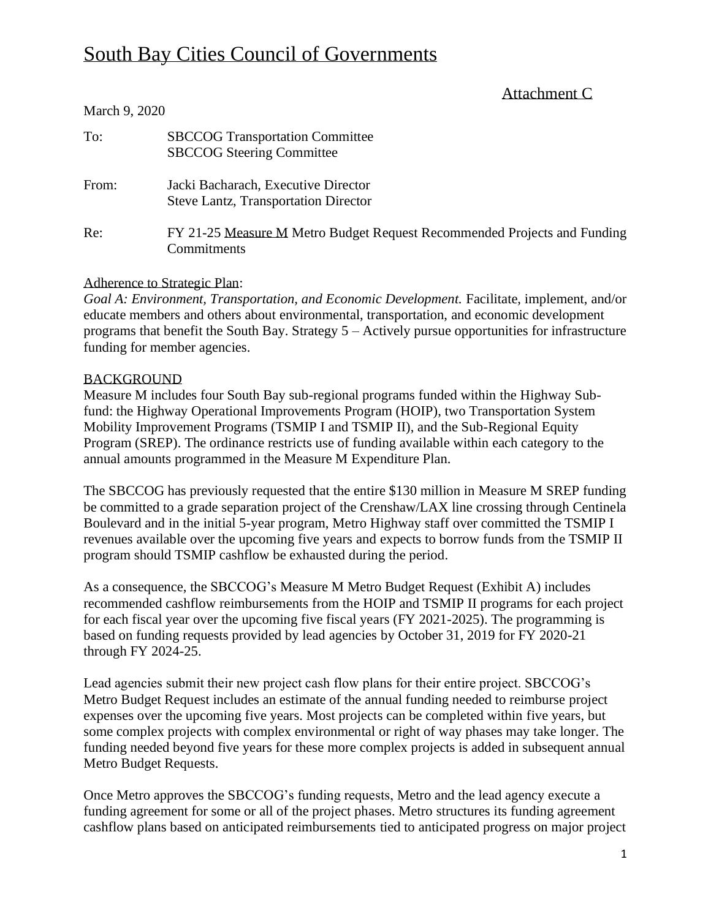# South Bay Cities Council of Governments

Attachment C

March 9, 2020

To: SBCCOG Transportation Committee
SBCCOG Steering Committee

From: Jacki Bacharach, Executive Director
Steve Lantz, Transportation Director

Re: FY 21-25 Measure M Metro Budget Request Recommended Projects and Funding Commitments

Adherence to Strategic Plan:
*Goal A: Environment, Transportation, and Economic Development.* Facilitate, implement, and/or educate members and others about environmental, transportation, and economic development programs that benefit the South Bay. Strategy 5 – Actively pursue opportunities for infrastructure funding for member agencies.

## BACKGROUND

Measure M includes four South Bay sub-regional programs funded within the Highway Sub-fund: the Highway Operational Improvements Program (HOIP), two Transportation System Mobility Improvement Programs (TSMIP I and TSMIP II), and the Sub-Regional Equity Program (SREP). The ordinance restricts use of funding available within each category to the annual amounts programmed in the Measure M Expenditure Plan.

The SBCCOG has previously requested that the entire $130 million in Measure M SREP funding be committed to a grade separation project of the Crenshaw/LAX line crossing through Centinela Boulevard and in the initial 5-year program, Metro Highway staff over committed the TSMIP I revenues available over the upcoming five years and expects to borrow funds from the TSMIP II program should TSMIP cashflow be exhausted during the period.

As a consequence, the SBCCOG's Measure M Metro Budget Request (Exhibit A) includes recommended cashflow reimbursements from the HOIP and TSMIP II programs for each project for each fiscal year over the upcoming five fiscal years (FY 2021-2025). The programming is based on funding requests provided by lead agencies by October 31, 2019 for FY 2020-21 through FY 2024-25.

Lead agencies submit their new project cash flow plans for their entire project. SBCCOG's Metro Budget Request includes an estimate of the annual funding needed to reimburse project expenses over the upcoming five years. Most projects can be completed within five years, but some complex projects with complex environmental or right of way phases may take longer. The funding needed beyond five years for these more complex projects is added in subsequent annual Metro Budget Requests.

Once Metro approves the SBCCOG's funding requests, Metro and the lead agency execute a funding agreement for some or all of the project phases. Metro structures its funding agreement cashflow plans based on anticipated reimbursements tied to anticipated progress on major project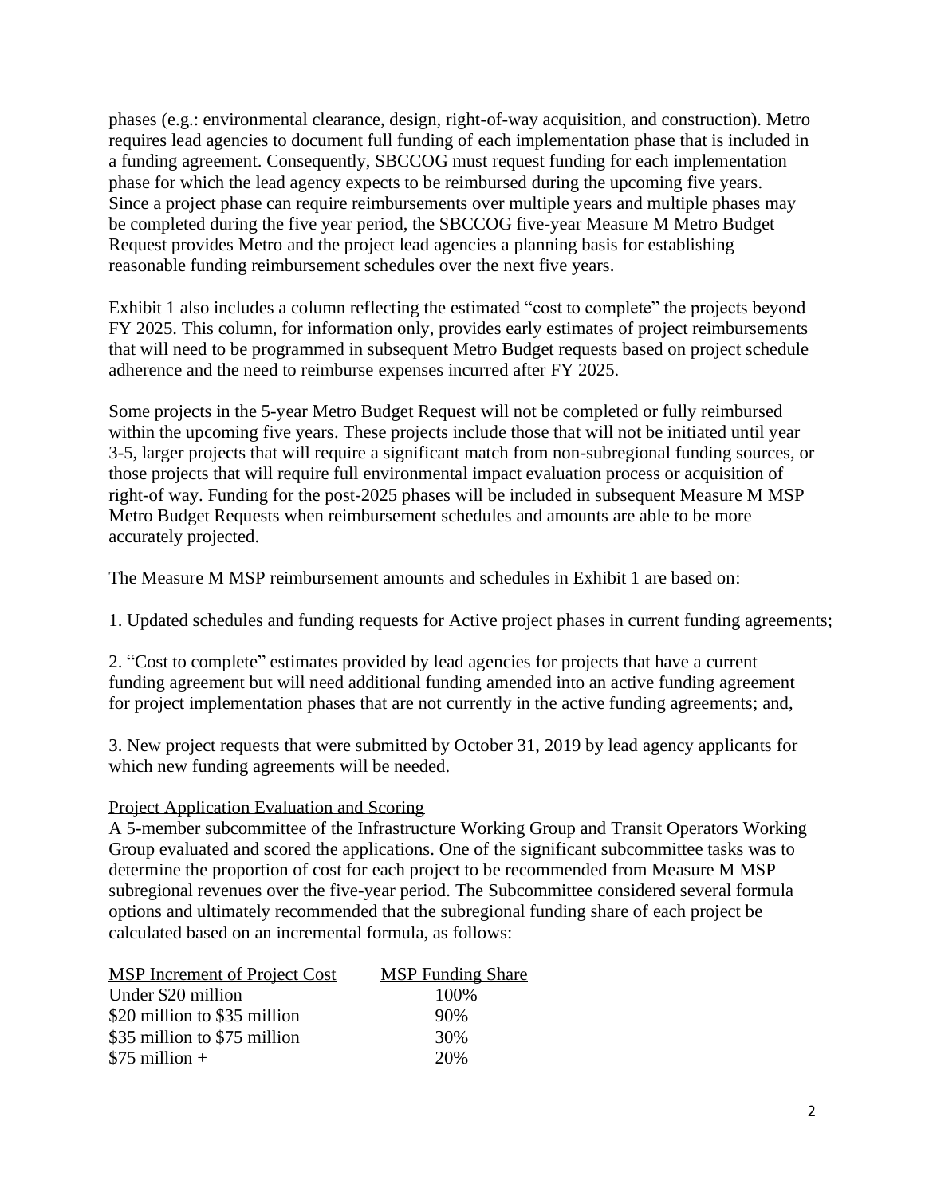phases (e.g.: environmental clearance, design, right-of-way acquisition, and construction). Metro requires lead agencies to document full funding of each implementation phase that is included in a funding agreement. Consequently, SBCCOG must request funding for each implementation phase for which the lead agency expects to be reimbursed during the upcoming five years. Since a project phase can require reimbursements over multiple years and multiple phases may be completed during the five year period, the SBCCOG five-year Measure M Metro Budget Request provides Metro and the project lead agencies a planning basis for establishing reasonable funding reimbursement schedules over the next five years.

Exhibit 1 also includes a column reflecting the estimated "cost to complete" the projects beyond FY 2025. This column, for information only, provides early estimates of project reimbursements that will need to be programmed in subsequent Metro Budget requests based on project schedule adherence and the need to reimburse expenses incurred after FY 2025.

Some projects in the 5-year Metro Budget Request will not be completed or fully reimbursed within the upcoming five years. These projects include those that will not be initiated until year 3-5, larger projects that will require a significant match from non-subregional funding sources, or those projects that will require full environmental impact evaluation process or acquisition of right-of way. Funding for the post-2025 phases will be included in subsequent Measure M MSP Metro Budget Requests when reimbursement schedules and amounts are able to be more accurately projected.

The Measure M MSP reimbursement amounts and schedules in Exhibit 1 are based on:

1. Updated schedules and funding requests for Active project phases in current funding agreements;

2. "Cost to complete" estimates provided by lead agencies for projects that have a current funding agreement but will need additional funding amended into an active funding agreement for project implementation phases that are not currently in the active funding agreements; and,

3. New project requests that were submitted by October 31, 2019 by lead agency applicants for which new funding agreements will be needed.

Project Application Evaluation and Scoring

A 5-member subcommittee of the Infrastructure Working Group and Transit Operators Working Group evaluated and scored the applications. One of the significant subcommittee tasks was to determine the proportion of cost for each project to be recommended from Measure M MSP subregional revenues over the five-year period. The Subcommittee considered several formula options and ultimately recommended that the subregional funding share of each project be calculated based on an incremental formula, as follows:

| MSP Increment of Project Cost | MSP Funding Share |
|---|---|
| Under $20 million | 100% |
| $20 million to $35 million | 90% |
| $35 million to $75 million | 30% |
| $75 million + | 20% |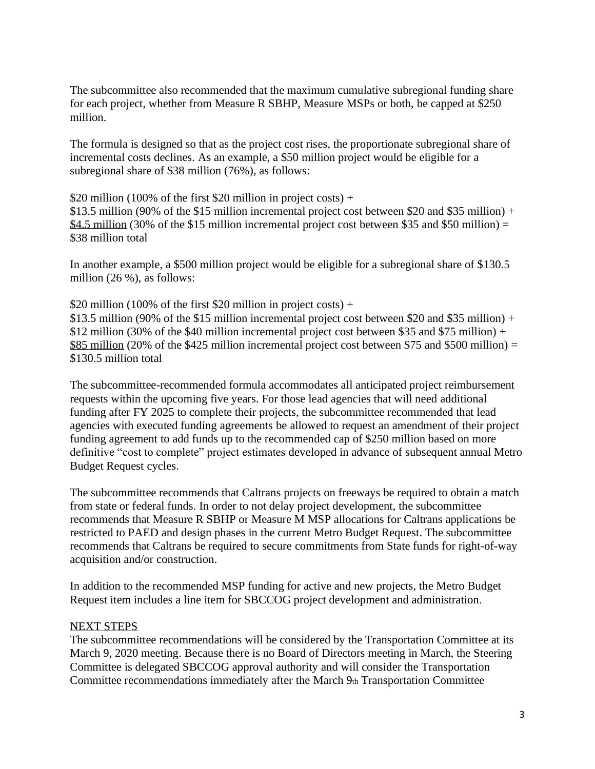The subcommittee also recommended that the maximum cumulative subregional funding share for each project, whether from Measure R SBHP, Measure MSPs or both, be capped at $250 million.

The formula is designed so that as the project cost rises, the proportionate subregional share of incremental costs declines. As an example, a $50 million project would be eligible for a subregional share of $38 million (76%), as follows:

$20 million (100% of the first $20 million in project costs) +
$13.5 million (90% of the $15 million incremental project cost between $20 and $35 million) +
<u>$4.5 million</u> (30% of the $15 million incremental project cost between $35 and $50 million) =
$38 million total

In another example, a $500 million project would be eligible for a subregional share of $130.5 million (26 %), as follows:

$20 million (100% of the first $20 million in project costs) +
$13.5 million (90% of the $15 million incremental project cost between $20 and $35 million) +
$12 million (30% of the $40 million incremental project cost between $35 and $75 million) +
<u>$85 million</u> (20% of the $425 million incremental project cost between $75 and $500 million) =
$130.5 million total

The subcommittee-recommended formula accommodates all anticipated project reimbursement requests within the upcoming five years. For those lead agencies that will need additional funding after FY 2025 to complete their projects, the subcommittee recommended that lead agencies with executed funding agreements be allowed to request an amendment of their project funding agreement to add funds up to the recommended cap of $250 million based on more definitive "cost to complete" project estimates developed in advance of subsequent annual Metro Budget Request cycles.

The subcommittee recommends that Caltrans projects on freeways be required to obtain a match from state or federal funds. In order to not delay project development, the subcommittee recommends that Measure R SBHP or Measure M MSP allocations for Caltrans applications be restricted to PAED and design phases in the current Metro Budget Request. The subcommittee recommends that Caltrans be required to secure commitments from State funds for right-of-way acquisition and/or construction.

In addition to the recommended MSP funding for active and new projects, the Metro Budget Request item includes a line item for SBCCOG project development and administration.

<u>NEXT STEPS</u>
The subcommittee recommendations will be considered by the Transportation Committee at its March 9, 2020 meeting. Because there is no Board of Directors meeting in March, the Steering Committee is delegated SBCCOG approval authority and will consider the Transportation Committee recommendations immediately after the March 9th Transportation Committee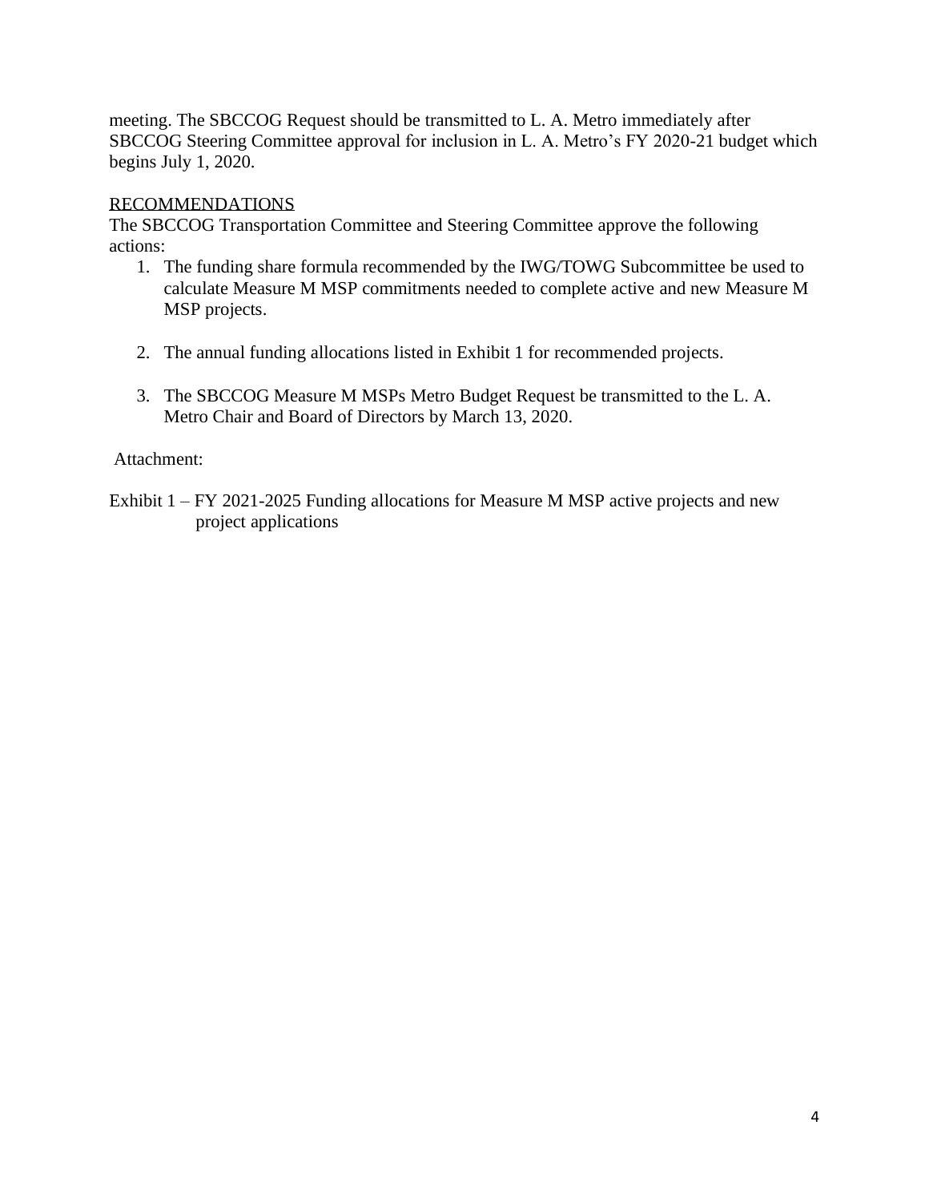meeting. The SBCCOG Request should be transmitted to L. A. Metro immediately after SBCCOG Steering Committee approval for inclusion in L. A. Metro's FY 2020-21 budget which begins July 1, 2020.

## RECOMMENDATIONS

The SBCCOG Transportation Committee and Steering Committee approve the following actions:

1. The funding share formula recommended by the IWG/TOWG Subcommittee be used to calculate Measure M MSP commitments needed to complete active and new Measure M MSP projects.

2. The annual funding allocations listed in Exhibit 1 for recommended projects.

3. The SBCCOG Measure M MSPs Metro Budget Request be transmitted to the L. A. Metro Chair and Board of Directors by March 13, 2020.

Attachment:

Exhibit 1 – FY 2021-2025 Funding allocations for Measure M MSP active projects and new project applications